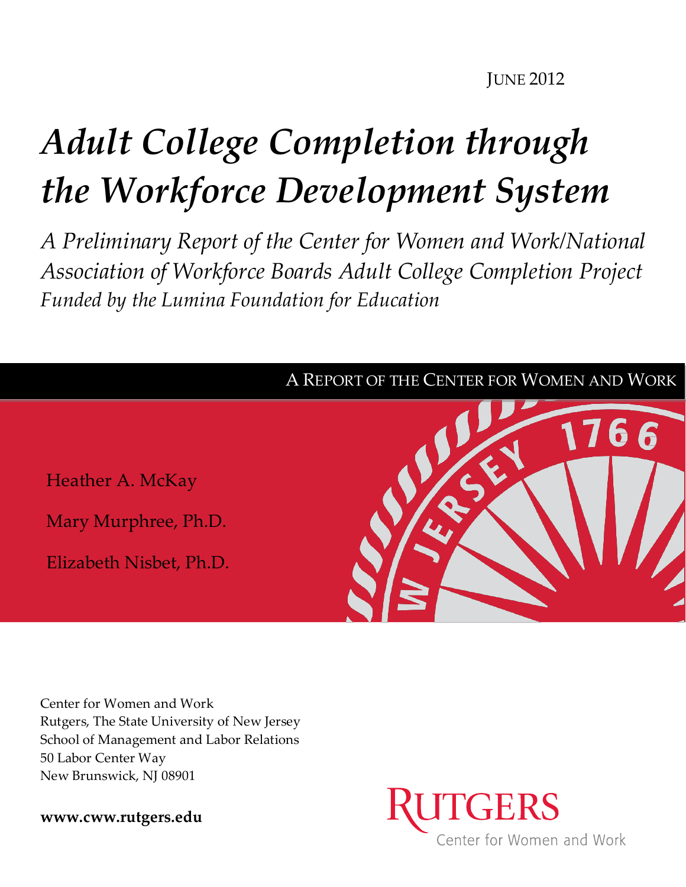JUNE 2012

# *Adult College Completion through the Workforce Development System*

*A Preliminary Report of the Center for Women and Work/National Association of Workforce Boards Adult College Completion Project Funded by the Lumina Foundation for Education*

A REPORT OF THE CENTER FOR WOMEN AND WORK

Heather A. McKay

Mary Murphree, Ph.D.

Elizabeth Nisbet, Ph.D.

Center for Women and Work
Rutgers, The State University of New Jersey
School of Management and Labor Relations
50 Labor Center Way
New Brunswick, NJ 08901

**www.cww.rutgers.edu**

RUTGERS
Center for Women and Work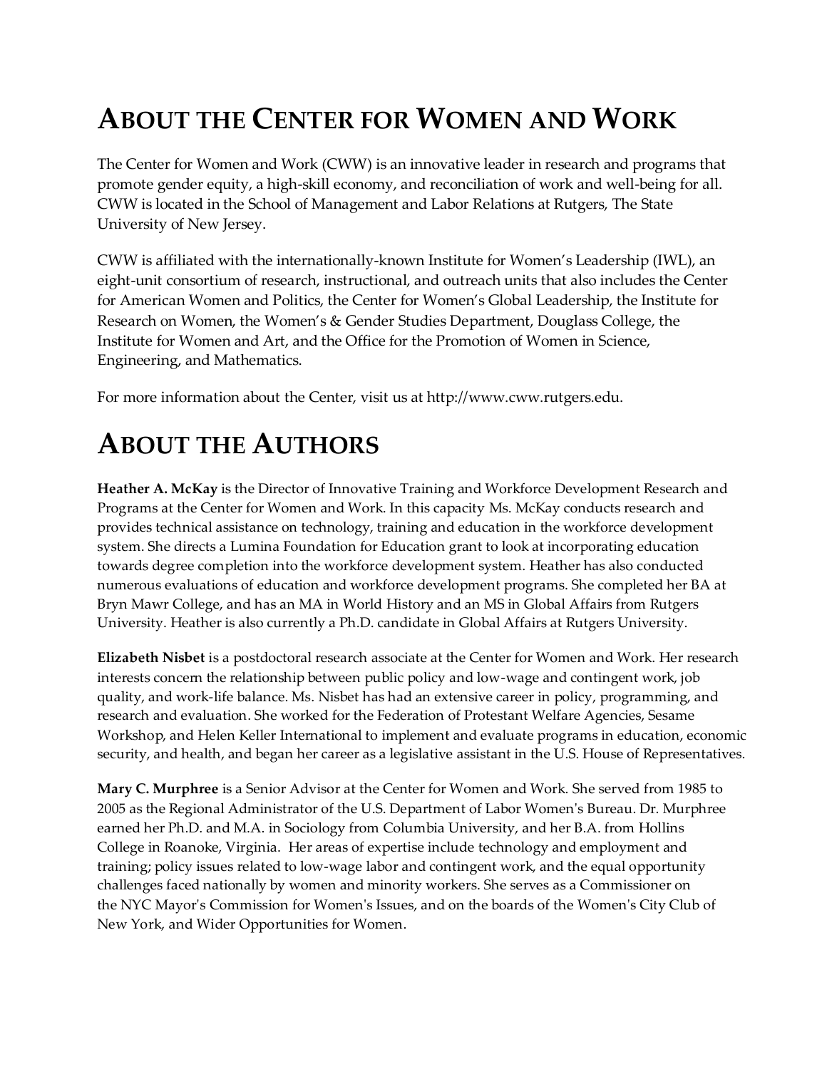# ABOUT THE CENTER FOR WOMEN AND WORK

The Center for Women and Work (CWW) is an innovative leader in research and programs that promote gender equity, a high-skill economy, and reconciliation of work and well-being for all. CWW is located in the School of Management and Labor Relations at Rutgers, The State University of New Jersey.

CWW is affiliated with the internationally-known Institute for Women's Leadership (IWL), an eight-unit consortium of research, instructional, and outreach units that also includes the Center for American Women and Politics, the Center for Women's Global Leadership, the Institute for Research on Women, the Women's & Gender Studies Department, Douglass College, the Institute for Women and Art, and the Office for the Promotion of Women in Science, Engineering, and Mathematics.

For more information about the Center, visit us at http://www.cww.rutgers.edu.

# ABOUT THE AUTHORS

**Heather A. McKay** is the Director of Innovative Training and Workforce Development Research and Programs at the Center for Women and Work. In this capacity Ms. McKay conducts research and provides technical assistance on technology, training and education in the workforce development system. She directs a Lumina Foundation for Education grant to look at incorporating education towards degree completion into the workforce development system. Heather has also conducted numerous evaluations of education and workforce development programs. She completed her BA at Bryn Mawr College, and has an MA in World History and an MS in Global Affairs from Rutgers University. Heather is also currently a Ph.D. candidate in Global Affairs at Rutgers University.

**Elizabeth Nisbet** is a postdoctoral research associate at the Center for Women and Work. Her research interests concern the relationship between public policy and low-wage and contingent work, job quality, and work-life balance. Ms. Nisbet has had an extensive career in policy, programming, and research and evaluation. She worked for the Federation of Protestant Welfare Agencies, Sesame Workshop, and Helen Keller International to implement and evaluate programs in education, economic security, and health, and began her career as a legislative assistant in the U.S. House of Representatives.

**Mary C. Murphree** is a Senior Advisor at the Center for Women and Work. She served from 1985 to 2005 as the Regional Administrator of the U.S. Department of Labor Women's Bureau. Dr. Murphree earned her Ph.D. and M.A. in Sociology from Columbia University, and her B.A. from Hollins College in Roanoke, Virginia. Her areas of expertise include technology and employment and training; policy issues related to low-wage labor and contingent work, and the equal opportunity challenges faced nationally by women and minority workers. She serves as a Commissioner on the NYC Mayor's Commission for Women's Issues, and on the boards of the Women's City Club of New York, and Wider Opportunities for Women.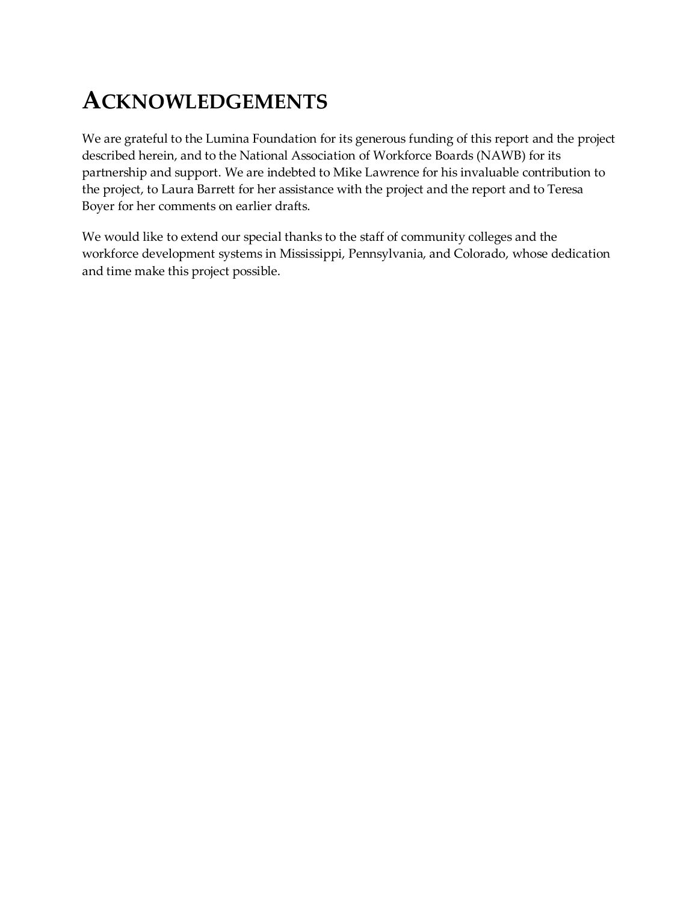# ACKNOWLEDGEMENTS

We are grateful to the Lumina Foundation for its generous funding of this report and the project described herein, and to the National Association of Workforce Boards (NAWB) for its partnership and support. We are indebted to Mike Lawrence for his invaluable contribution to the project, to Laura Barrett for her assistance with the project and the report and to Teresa Boyer for her comments on earlier drafts.

We would like to extend our special thanks to the staff of community colleges and the workforce development systems in Mississippi, Pennsylvania, and Colorado, whose dedication and time make this project possible.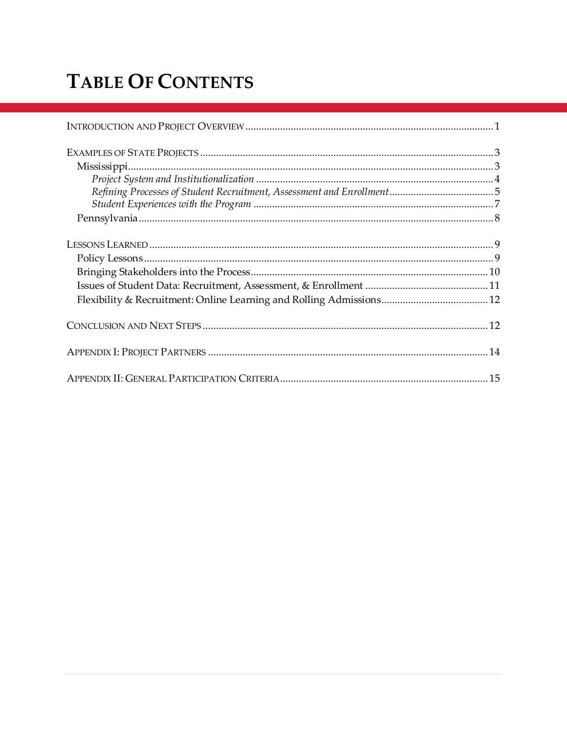# TABLE OF CONTENTS

INTRODUCTION AND PROJECT OVERVIEW ........................................ 1

EXAMPLES OF STATE PROJECTS ........................................ 3
- Mississippi ........................................ 3
  - *Project System and Institutionalization* ........................................ 4
  - *Refining Processes of Student Recruitment, Assessment and Enrollment* ........................................ 5
  - *Student Experiences with the Program* ........................................ 7
- Pennsylvania ........................................ 8

LESSONS LEARNED ........................................ 9
- Policy Lessons ........................................ 9
- Bringing Stakeholders into the Process ........................................ 10
- Issues of Student Data: Recruitment, Assessment, & Enrollment ........................................ 11
- Flexibility & Recruitment: Online Learning and Rolling Admissions ........................................ 12

CONCLUSION AND NEXT STEPS ........................................ 12

APPENDIX I: PROJECT PARTNERS ........................................ 14

APPENDIX II: GENERAL PARTICIPATION CRITERIA ........................................ 15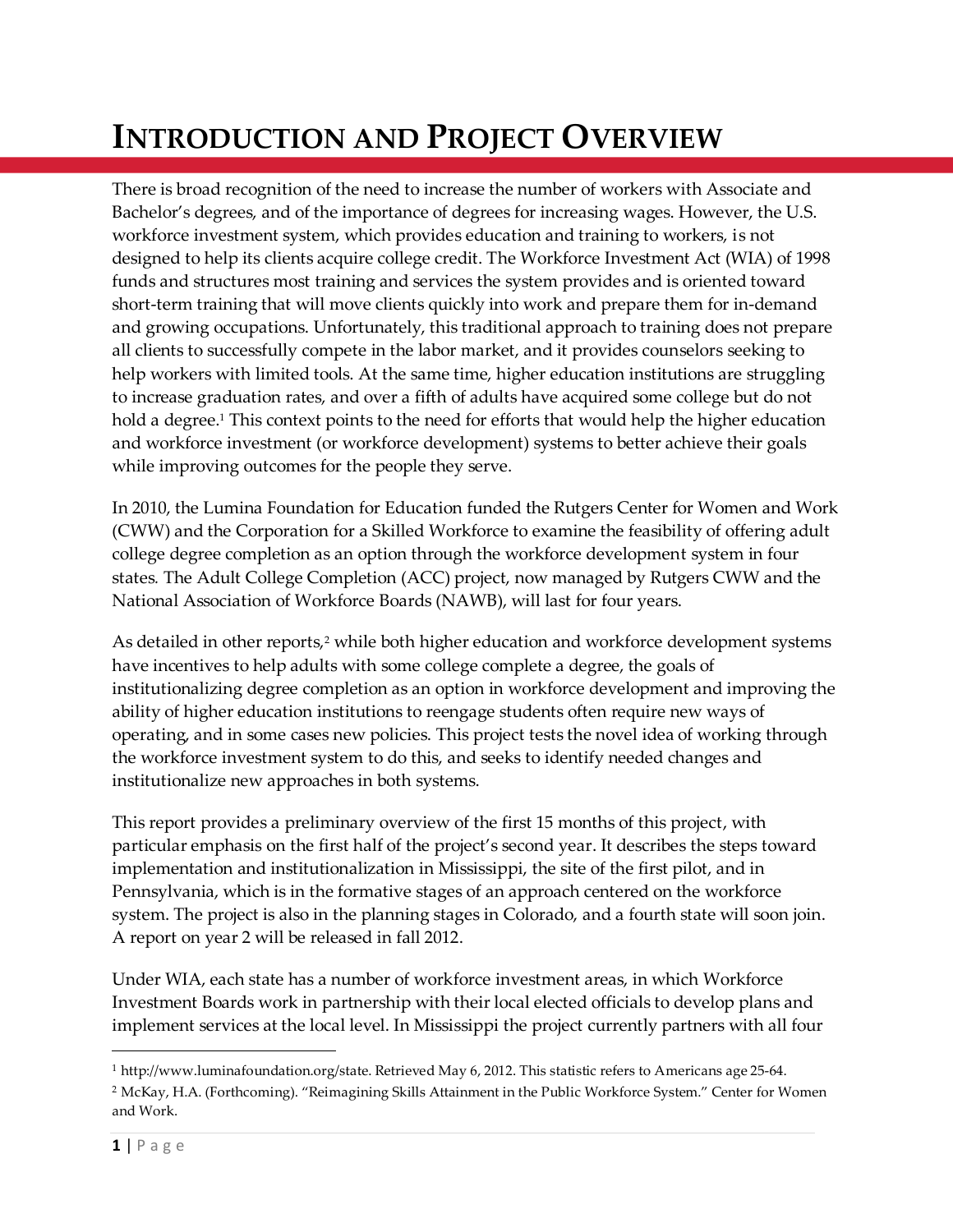# INTRODUCTION AND PROJECT OVERVIEW

There is broad recognition of the need to increase the number of workers with Associate and Bachelor's degrees, and of the importance of degrees for increasing wages. However, the U.S. workforce investment system, which provides education and training to workers, is not designed to help its clients acquire college credit. The Workforce Investment Act (WIA) of 1998 funds and structures most training and services the system provides and is oriented toward short-term training that will move clients quickly into work and prepare them for in-demand and growing occupations. Unfortunately, this traditional approach to training does not prepare all clients to successfully compete in the labor market, and it provides counselors seeking to help workers with limited tools. At the same time, higher education institutions are struggling to increase graduation rates, and over a fifth of adults have acquired some college but do not hold a degree.[1] This context points to the need for efforts that would help the higher education and workforce investment (or workforce development) systems to better achieve their goals while improving outcomes for the people they serve.

In 2010, the Lumina Foundation for Education funded the Rutgers Center for Women and Work (CWW) and the Corporation for a Skilled Workforce to examine the feasibility of offering adult college degree completion as an option through the workforce development system in four states. The Adult College Completion (ACC) project, now managed by Rutgers CWW and the National Association of Workforce Boards (NAWB), will last for four years.

As detailed in other reports,[2] while both higher education and workforce development systems have incentives to help adults with some college complete a degree, the goals of institutionalizing degree completion as an option in workforce development and improving the ability of higher education institutions to reengage students often require new ways of operating, and in some cases new policies. This project tests the novel idea of working through the workforce investment system to do this, and seeks to identify needed changes and institutionalize new approaches in both systems.

This report provides a preliminary overview of the first 15 months of this project, with particular emphasis on the first half of the project's second year. It describes the steps toward implementation and institutionalization in Mississippi, the site of the first pilot, and in Pennsylvania, which is in the formative stages of an approach centered on the workforce system. The project is also in the planning stages in Colorado, and a fourth state will soon join. A report on year 2 will be released in fall 2012.

Under WIA, each state has a number of workforce investment areas, in which Workforce Investment Boards work in partnership with their local elected officials to develop plans and implement services at the local level. In Mississippi the project currently partners with all four

---

[1] http://www.luminafoundation.org/state. Retrieved May 6, 2012. This statistic refers to Americans age 25-64.

[2] McKay, H.A. (Forthcoming). "Reimagining Skills Attainment in the Public Workforce System." Center for Women and Work.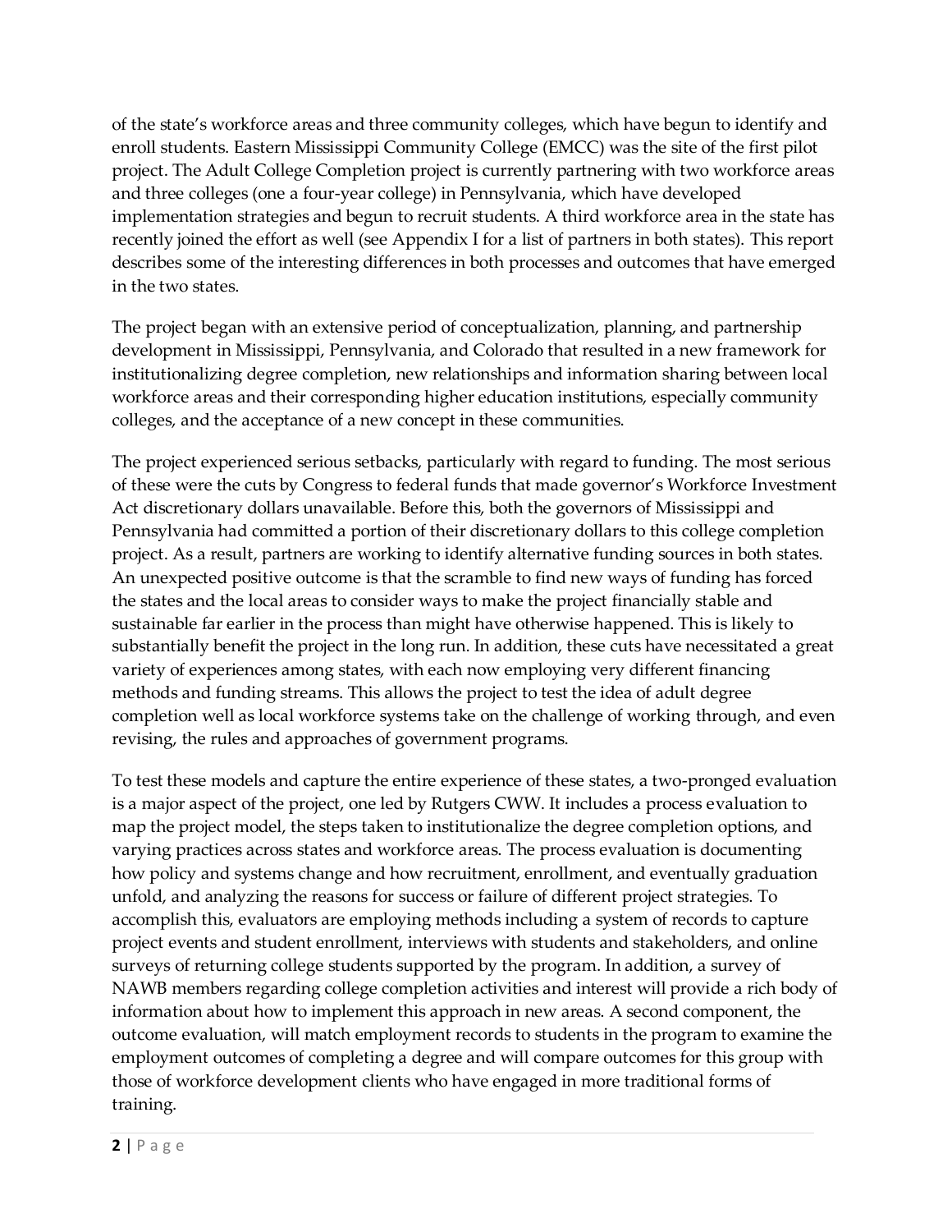of the state's workforce areas and three community colleges, which have begun to identify and enroll students. Eastern Mississippi Community College (EMCC) was the site of the first pilot project. The Adult College Completion project is currently partnering with two workforce areas and three colleges (one a four-year college) in Pennsylvania, which have developed implementation strategies and begun to recruit students. A third workforce area in the state has recently joined the effort as well (see Appendix I for a list of partners in both states). This report describes some of the interesting differences in both processes and outcomes that have emerged in the two states.

The project began with an extensive period of conceptualization, planning, and partnership development in Mississippi, Pennsylvania, and Colorado that resulted in a new framework for institutionalizing degree completion, new relationships and information sharing between local workforce areas and their corresponding higher education institutions, especially community colleges, and the acceptance of a new concept in these communities.

The project experienced serious setbacks, particularly with regard to funding. The most serious of these were the cuts by Congress to federal funds that made governor's Workforce Investment Act discretionary dollars unavailable. Before this, both the governors of Mississippi and Pennsylvania had committed a portion of their discretionary dollars to this college completion project. As a result, partners are working to identify alternative funding sources in both states. An unexpected positive outcome is that the scramble to find new ways of funding has forced the states and the local areas to consider ways to make the project financially stable and sustainable far earlier in the process than might have otherwise happened. This is likely to substantially benefit the project in the long run. In addition, these cuts have necessitated a great variety of experiences among states, with each now employing very different financing methods and funding streams. This allows the project to test the idea of adult degree completion well as local workforce systems take on the challenge of working through, and even revising, the rules and approaches of government programs.

To test these models and capture the entire experience of these states, a two-pronged evaluation is a major aspect of the project, one led by Rutgers CWW. It includes a process evaluation to map the project model, the steps taken to institutionalize the degree completion options, and varying practices across states and workforce areas. The process evaluation is documenting how policy and systems change and how recruitment, enrollment, and eventually graduation unfold, and analyzing the reasons for success or failure of different project strategies. To accomplish this, evaluators are employing methods including a system of records to capture project events and student enrollment, interviews with students and stakeholders, and online surveys of returning college students supported by the program. In addition, a survey of NAWB members regarding college completion activities and interest will provide a rich body of information about how to implement this approach in new areas. A second component, the outcome evaluation, will match employment records to students in the program to examine the employment outcomes of completing a degree and will compare outcomes for this group with those of workforce development clients who have engaged in more traditional forms of training.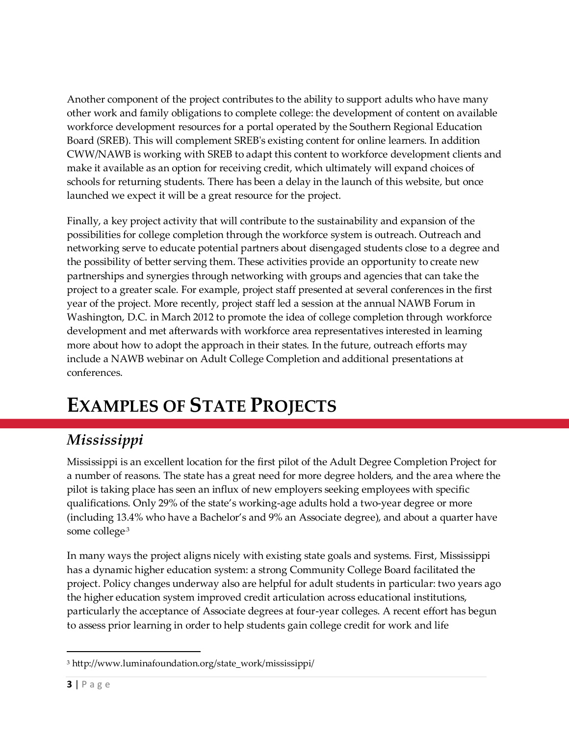Another component of the project contributes to the ability to support adults who have many other work and family obligations to complete college: the development of content on available workforce development resources for a portal operated by the Southern Regional Education Board (SREB). This will complement SREB's existing content for online learners. In addition CWW/NAWB is working with SREB to adapt this content to workforce development clients and make it available as an option for receiving credit, which ultimately will expand choices of schools for returning students. There has been a delay in the launch of this website, but once launched we expect it will be a great resource for the project.

Finally, a key project activity that will contribute to the sustainability and expansion of the possibilities for college completion through the workforce system is outreach. Outreach and networking serve to educate potential partners about disengaged students close to a degree and the possibility of better serving them. These activities provide an opportunity to create new partnerships and synergies through networking with groups and agencies that can take the project to a greater scale. For example, project staff presented at several conferences in the first year of the project. More recently, project staff led a session at the annual NAWB Forum in Washington, D.C. in March 2012 to promote the idea of college completion through workforce development and met afterwards with workforce area representatives interested in learning more about how to adopt the approach in their states. In the future, outreach efforts may include a NAWB webinar on Adult College Completion and additional presentations at conferences.

# EXAMPLES OF STATE PROJECTS

## *Mississippi*

Mississippi is an excellent location for the first pilot of the Adult Degree Completion Project for a number of reasons. The state has a great need for more degree holders, and the area where the pilot is taking place has seen an influx of new employers seeking employees with specific qualifications. Only 29% of the state's working-age adults hold a two-year degree or more (including 13.4% who have a Bachelor's and 9% an Associate degree), and about a quarter have some college[3]

In many ways the project aligns nicely with existing state goals and systems. First, Mississippi has a dynamic higher education system: a strong Community College Board facilitated the project. Policy changes underway also are helpful for adult students in particular: two years ago the higher education system improved credit articulation across educational institutions, particularly the acceptance of Associate degrees at four-year colleges. A recent effort has begun to assess prior learning in order to help students gain college credit for work and life

[3] http://www.luminafoundation.org/state_work/mississippi/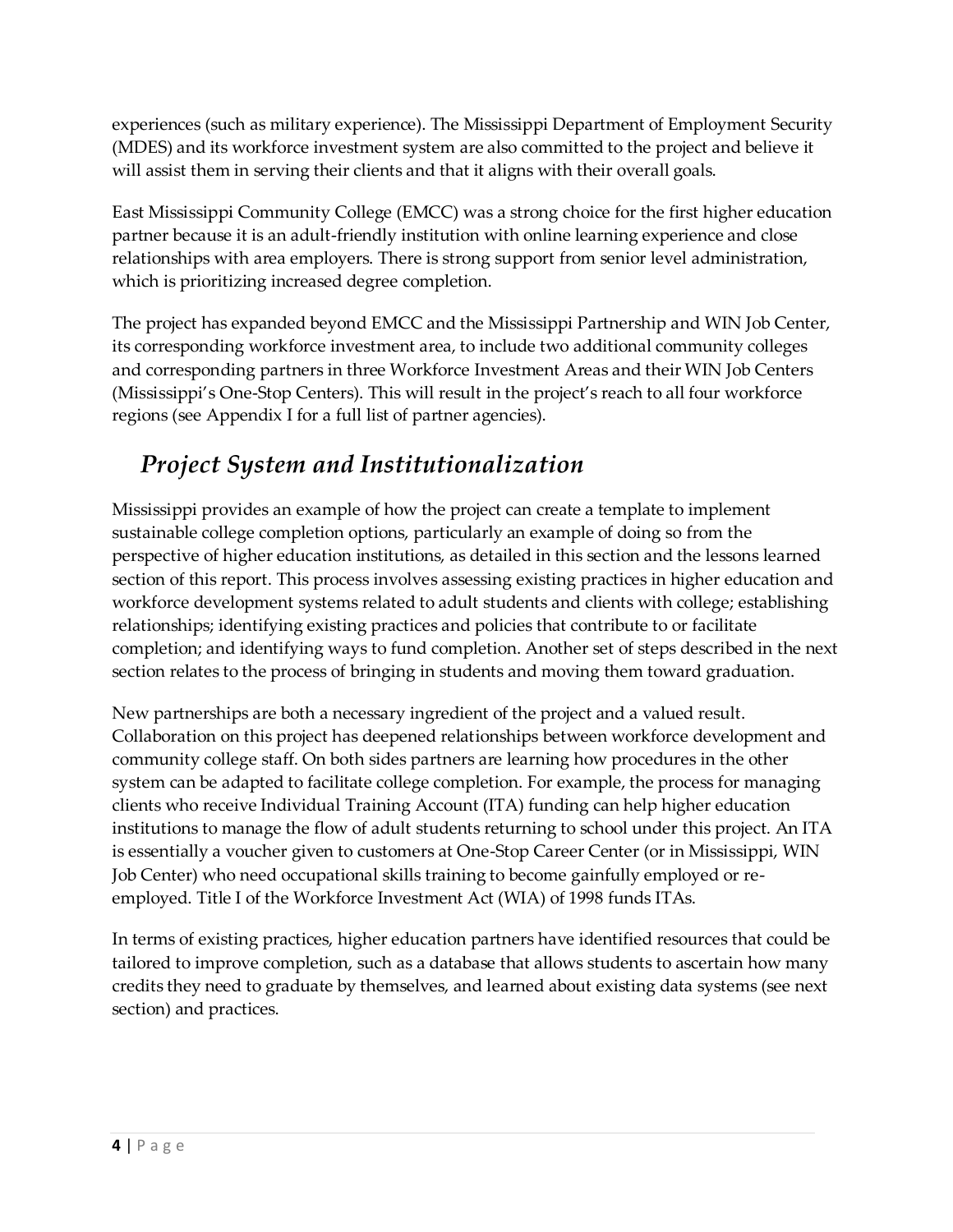experiences (such as military experience). The Mississippi Department of Employment Security (MDES) and its workforce investment system are also committed to the project and believe it will assist them in serving their clients and that it aligns with their overall goals.

East Mississippi Community College (EMCC) was a strong choice for the first higher education partner because it is an adult-friendly institution with online learning experience and close relationships with area employers. There is strong support from senior level administration, which is prioritizing increased degree completion.

The project has expanded beyond EMCC and the Mississippi Partnership and WIN Job Center, its corresponding workforce investment area, to include two additional community colleges and corresponding partners in three Workforce Investment Areas and their WIN Job Centers (Mississippi's One-Stop Centers). This will result in the project's reach to all four workforce regions (see Appendix I for a full list of partner agencies).

## *Project System and Institutionalization*

Mississippi provides an example of how the project can create a template to implement sustainable college completion options, particularly an example of doing so from the perspective of higher education institutions, as detailed in this section and the lessons learned section of this report. This process involves assessing existing practices in higher education and workforce development systems related to adult students and clients with college; establishing relationships; identifying existing practices and policies that contribute to or facilitate completion; and identifying ways to fund completion. Another set of steps described in the next section relates to the process of bringing in students and moving them toward graduation.

New partnerships are both a necessary ingredient of the project and a valued result. Collaboration on this project has deepened relationships between workforce development and community college staff. On both sides partners are learning how procedures in the other system can be adapted to facilitate college completion. For example, the process for managing clients who receive Individual Training Account (ITA) funding can help higher education institutions to manage the flow of adult students returning to school under this project. An ITA is essentially a voucher given to customers at One-Stop Career Center (or in Mississippi, WIN Job Center) who need occupational skills training to become gainfully employed or re-employed. Title I of the Workforce Investment Act (WIA) of 1998 funds ITAs.

In terms of existing practices, higher education partners have identified resources that could be tailored to improve completion, such as a database that allows students to ascertain how many credits they need to graduate by themselves, and learned about existing data systems (see next section) and practices.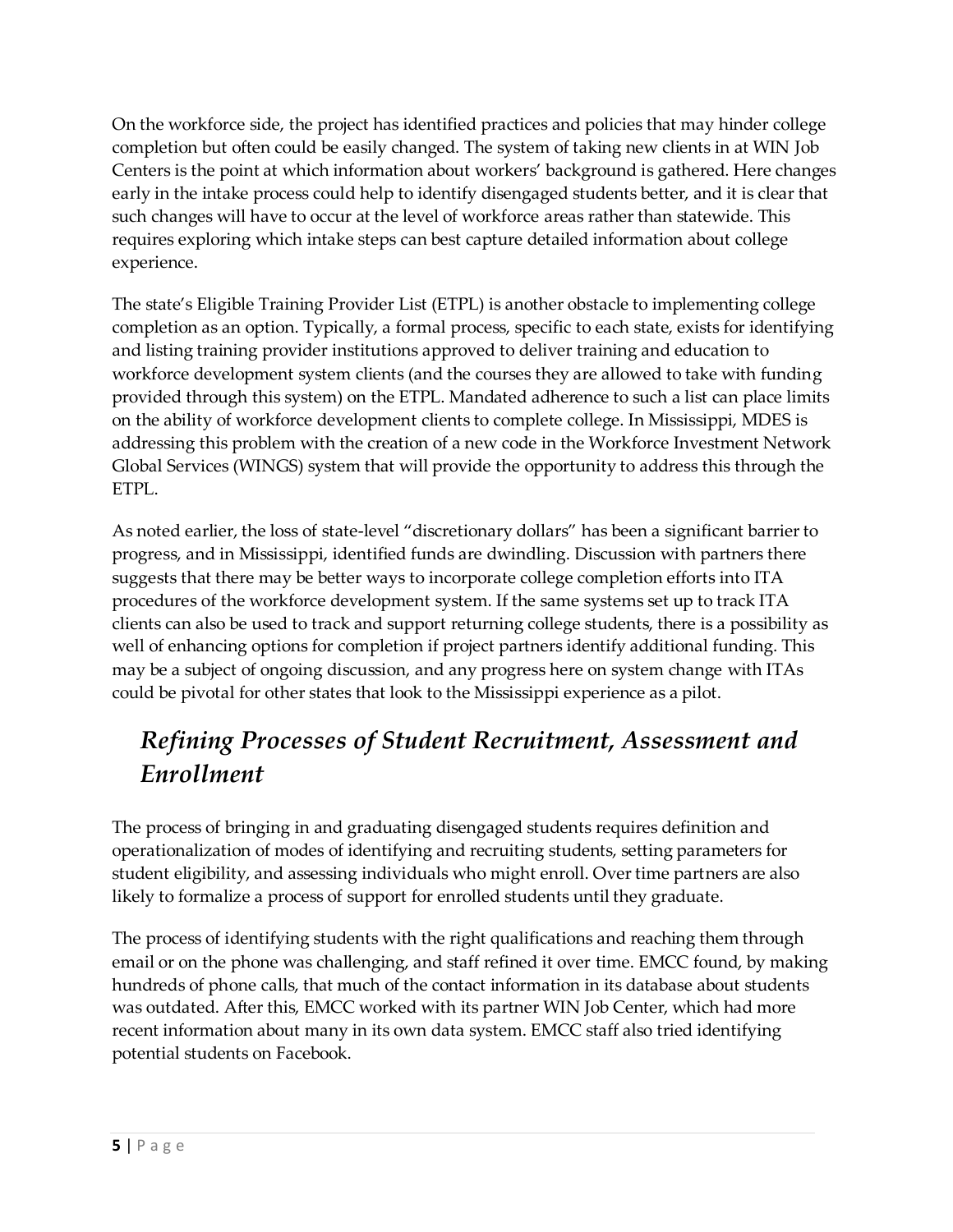On the workforce side, the project has identified practices and policies that may hinder college completion but often could be easily changed. The system of taking new clients in at WIN Job Centers is the point at which information about workers' background is gathered. Here changes early in the intake process could help to identify disengaged students better, and it is clear that such changes will have to occur at the level of workforce areas rather than statewide. This requires exploring which intake steps can best capture detailed information about college experience.

The state's Eligible Training Provider List (ETPL) is another obstacle to implementing college completion as an option. Typically, a formal process, specific to each state, exists for identifying and listing training provider institutions approved to deliver training and education to workforce development system clients (and the courses they are allowed to take with funding provided through this system) on the ETPL. Mandated adherence to such a list can place limits on the ability of workforce development clients to complete college. In Mississippi, MDES is addressing this problem with the creation of a new code in the Workforce Investment Network Global Services (WINGS) system that will provide the opportunity to address this through the ETPL.

As noted earlier, the loss of state-level "discretionary dollars" has been a significant barrier to progress, and in Mississippi, identified funds are dwindling. Discussion with partners there suggests that there may be better ways to incorporate college completion efforts into ITA procedures of the workforce development system. If the same systems set up to track ITA clients can also be used to track and support returning college students, there is a possibility as well of enhancing options for completion if project partners identify additional funding. This may be a subject of ongoing discussion, and any progress here on system change with ITAs could be pivotal for other states that look to the Mississippi experience as a pilot.

## *Refining Processes of Student Recruitment, Assessment and Enrollment*

The process of bringing in and graduating disengaged students requires definition and operationalization of modes of identifying and recruiting students, setting parameters for student eligibility, and assessing individuals who might enroll. Over time partners are also likely to formalize a process of support for enrolled students until they graduate.

The process of identifying students with the right qualifications and reaching them through email or on the phone was challenging, and staff refined it over time. EMCC found, by making hundreds of phone calls, that much of the contact information in its database about students was outdated. After this, EMCC worked with its partner WIN Job Center, which had more recent information about many in its own data system. EMCC staff also tried identifying potential students on Facebook.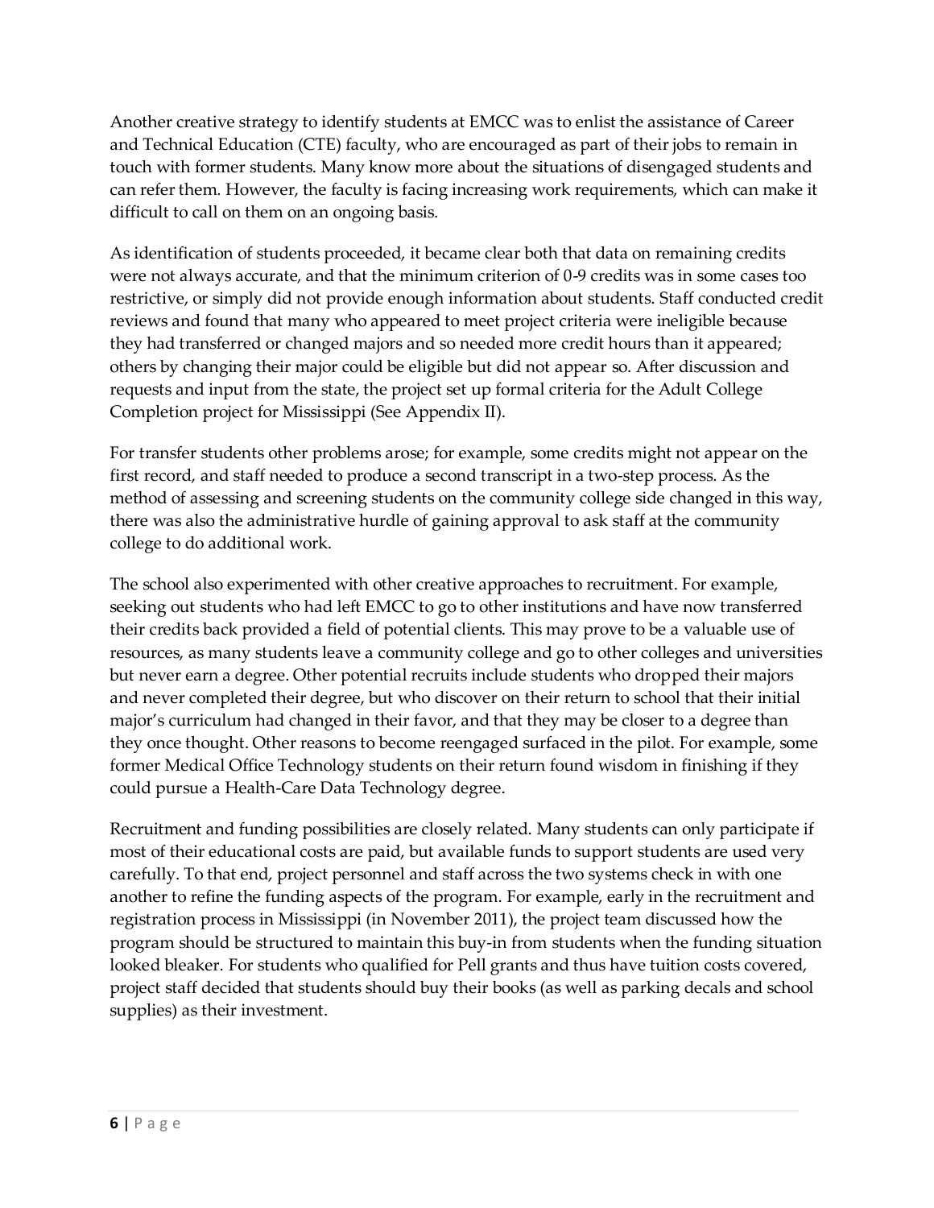Another creative strategy to identify students at EMCC was to enlist the assistance of Career and Technical Education (CTE) faculty, who are encouraged as part of their jobs to remain in touch with former students. Many know more about the situations of disengaged students and can refer them. However, the faculty is facing increasing work requirements, which can make it difficult to call on them on an ongoing basis.

As identification of students proceeded, it became clear both that data on remaining credits were not always accurate, and that the minimum criterion of 0-9 credits was in some cases too restrictive, or simply did not provide enough information about students. Staff conducted credit reviews and found that many who appeared to meet project criteria were ineligible because they had transferred or changed majors and so needed more credit hours than it appeared; others by changing their major could be eligible but did not appear so. After discussion and requests and input from the state, the project set up formal criteria for the Adult College Completion project for Mississippi (See Appendix II).

For transfer students other problems arose; for example, some credits might not appear on the first record, and staff needed to produce a second transcript in a two-step process. As the method of assessing and screening students on the community college side changed in this way, there was also the administrative hurdle of gaining approval to ask staff at the community college to do additional work.

The school also experimented with other creative approaches to recruitment. For example, seeking out students who had left EMCC to go to other institutions and have now transferred their credits back provided a field of potential clients. This may prove to be a valuable use of resources, as many students leave a community college and go to other colleges and universities but never earn a degree. Other potential recruits include students who dropped their majors and never completed their degree, but who discover on their return to school that their initial major's curriculum had changed in their favor, and that they may be closer to a degree than they once thought. Other reasons to become reengaged surfaced in the pilot. For example, some former Medical Office Technology students on their return found wisdom in finishing if they could pursue a Health-Care Data Technology degree.

Recruitment and funding possibilities are closely related. Many students can only participate if most of their educational costs are paid, but available funds to support students are used very carefully. To that end, project personnel and staff across the two systems check in with one another to refine the funding aspects of the program. For example, early in the recruitment and registration process in Mississippi (in November 2011), the project team discussed how the program should be structured to maintain this buy-in from students when the funding situation looked bleaker. For students who qualified for Pell grants and thus have tuition costs covered, project staff decided that students should buy their books (as well as parking decals and school supplies) as their investment.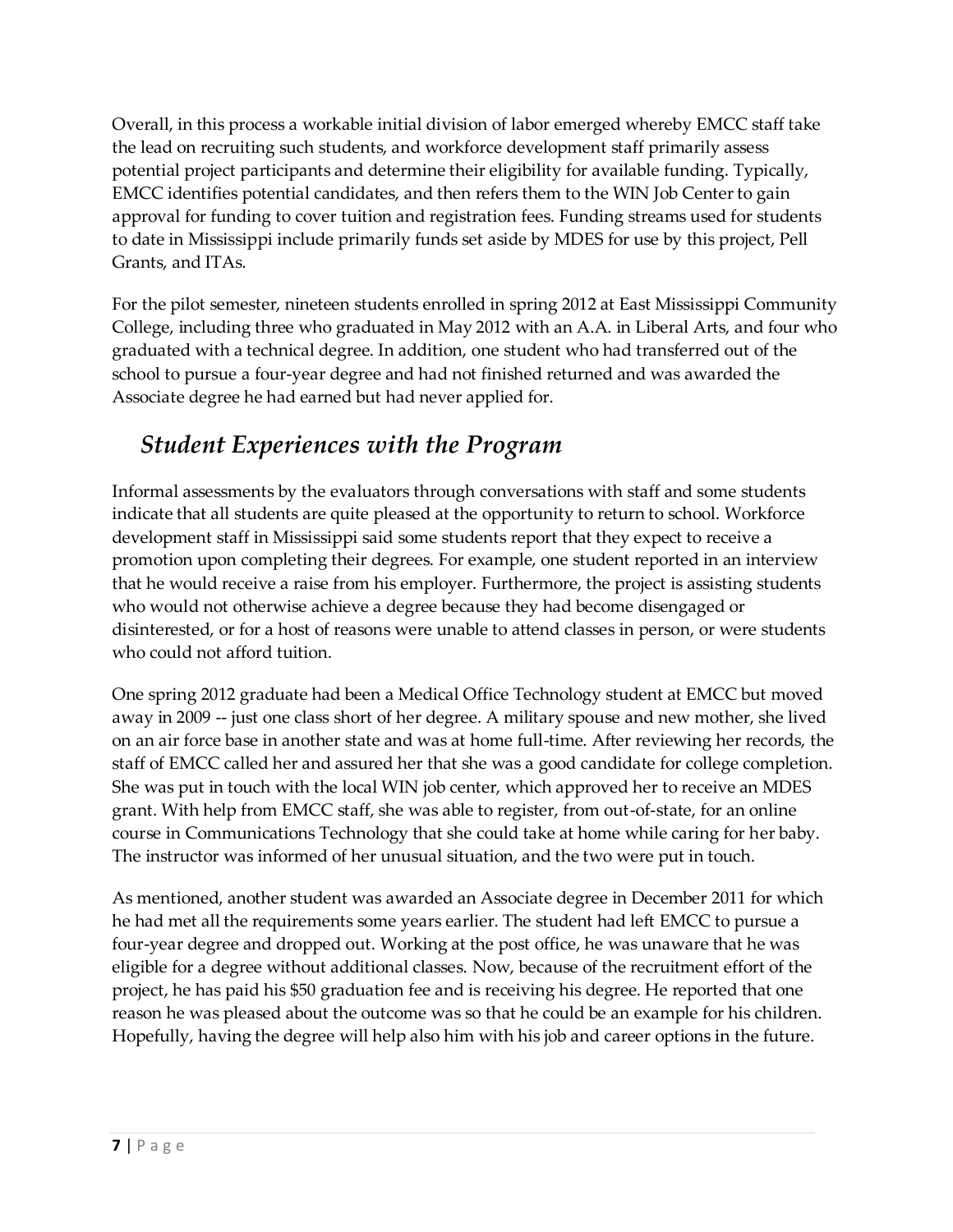Overall, in this process a workable initial division of labor emerged whereby EMCC staff take the lead on recruiting such students, and workforce development staff primarily assess potential project participants and determine their eligibility for available funding. Typically, EMCC identifies potential candidates, and then refers them to the WIN Job Center to gain approval for funding to cover tuition and registration fees. Funding streams used for students to date in Mississippi include primarily funds set aside by MDES for use by this project, Pell Grants, and ITAs.

For the pilot semester, nineteen students enrolled in spring 2012 at East Mississippi Community College, including three who graduated in May 2012 with an A.A. in Liberal Arts, and four who graduated with a technical degree. In addition, one student who had transferred out of the school to pursue a four-year degree and had not finished returned and was awarded the Associate degree he had earned but had never applied for.

## *Student Experiences with the Program*

Informal assessments by the evaluators through conversations with staff and some students indicate that all students are quite pleased at the opportunity to return to school. Workforce development staff in Mississippi said some students report that they expect to receive a promotion upon completing their degrees. For example, one student reported in an interview that he would receive a raise from his employer. Furthermore, the project is assisting students who would not otherwise achieve a degree because they had become disengaged or disinterested, or for a host of reasons were unable to attend classes in person, or were students who could not afford tuition.

One spring 2012 graduate had been a Medical Office Technology student at EMCC but moved away in 2009 -- just one class short of her degree. A military spouse and new mother, she lived on an air force base in another state and was at home full-time. After reviewing her records, the staff of EMCC called her and assured her that she was a good candidate for college completion. She was put in touch with the local WIN job center, which approved her to receive an MDES grant. With help from EMCC staff, she was able to register, from out-of-state, for an online course in Communications Technology that she could take at home while caring for her baby. The instructor was informed of her unusual situation, and the two were put in touch.

As mentioned, another student was awarded an Associate degree in December 2011 for which he had met all the requirements some years earlier. The student had left EMCC to pursue a four-year degree and dropped out. Working at the post office, he was unaware that he was eligible for a degree without additional classes. Now, because of the recruitment effort of the project, he has paid his $50 graduation fee and is receiving his degree. He reported that one reason he was pleased about the outcome was so that he could be an example for his children. Hopefully, having the degree will help also him with his job and career options in the future.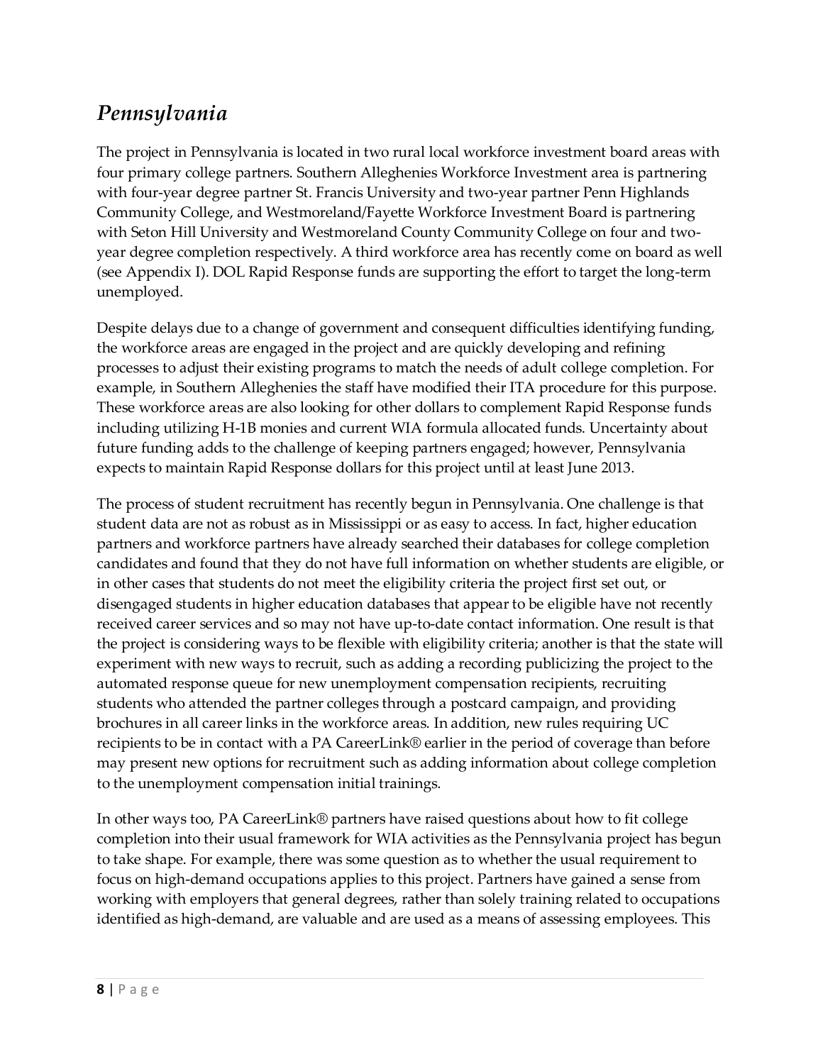## *Pennsylvania*

The project in Pennsylvania is located in two rural local workforce investment board areas with four primary college partners. Southern Alleghenies Workforce Investment area is partnering with four-year degree partner St. Francis University and two-year partner Penn Highlands Community College, and Westmoreland/Fayette Workforce Investment Board is partnering with Seton Hill University and Westmoreland County Community College on four and two-year degree completion respectively. A third workforce area has recently come on board as well (see Appendix I). DOL Rapid Response funds are supporting the effort to target the long-term unemployed.

Despite delays due to a change of government and consequent difficulties identifying funding, the workforce areas are engaged in the project and are quickly developing and refining processes to adjust their existing programs to match the needs of adult college completion. For example, in Southern Alleghenies the staff have modified their ITA procedure for this purpose. These workforce areas are also looking for other dollars to complement Rapid Response funds including utilizing H-1B monies and current WIA formula allocated funds. Uncertainty about future funding adds to the challenge of keeping partners engaged; however, Pennsylvania expects to maintain Rapid Response dollars for this project until at least June 2013.

The process of student recruitment has recently begun in Pennsylvania. One challenge is that student data are not as robust as in Mississippi or as easy to access. In fact, higher education partners and workforce partners have already searched their databases for college completion candidates and found that they do not have full information on whether students are eligible, or in other cases that students do not meet the eligibility criteria the project first set out, or disengaged students in higher education databases that appear to be eligible have not recently received career services and so may not have up-to-date contact information. One result is that the project is considering ways to be flexible with eligibility criteria; another is that the state will experiment with new ways to recruit, such as adding a recording publicizing the project to the automated response queue for new unemployment compensation recipients, recruiting students who attended the partner colleges through a postcard campaign, and providing brochures in all career links in the workforce areas. In addition, new rules requiring UC recipients to be in contact with a PA CareerLink® earlier in the period of coverage than before may present new options for recruitment such as adding information about college completion to the unemployment compensation initial trainings.

In other ways too, PA CareerLink® partners have raised questions about how to fit college completion into their usual framework for WIA activities as the Pennsylvania project has begun to take shape. For example, there was some question as to whether the usual requirement to focus on high-demand occupations applies to this project. Partners have gained a sense from working with employers that general degrees, rather than solely training related to occupations identified as high-demand, are valuable and are used as a means of assessing employees. This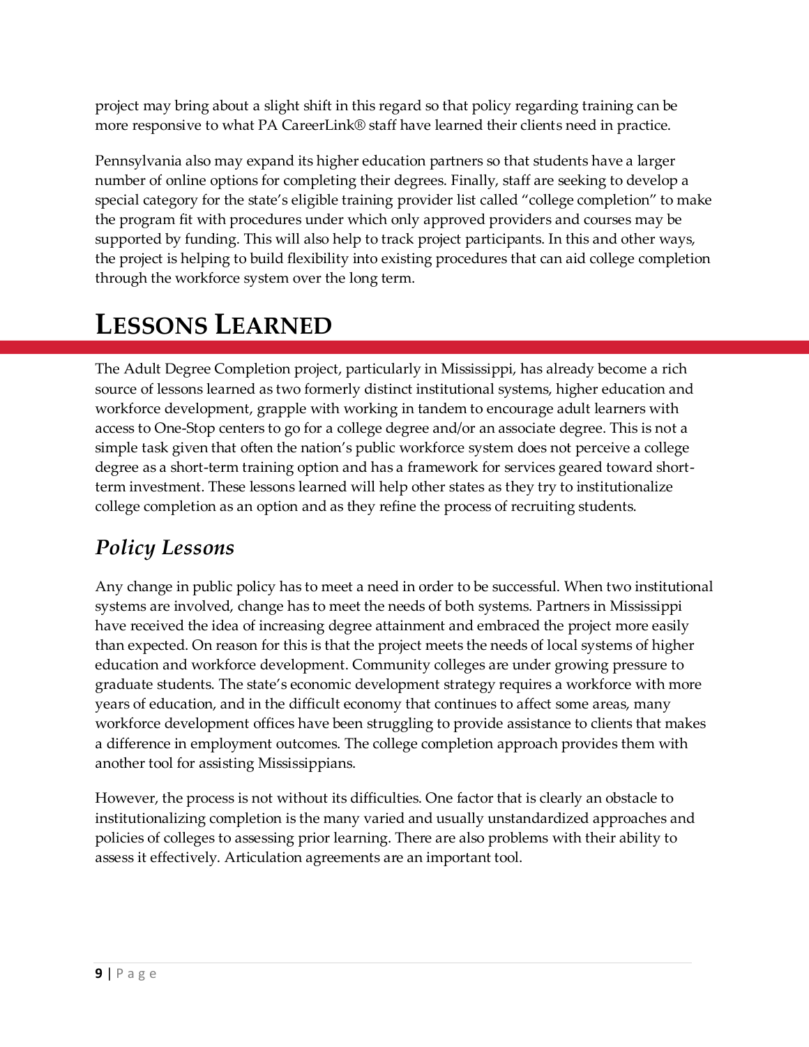project may bring about a slight shift in this regard so that policy regarding training can be more responsive to what PA CareerLink® staff have learned their clients need in practice.

Pennsylvania also may expand its higher education partners so that students have a larger number of online options for completing their degrees. Finally, staff are seeking to develop a special category for the state's eligible training provider list called "college completion" to make the program fit with procedures under which only approved providers and courses may be supported by funding. This will also help to track project participants. In this and other ways, the project is helping to build flexibility into existing procedures that can aid college completion through the workforce system over the long term.

# Lessons Learned

The Adult Degree Completion project, particularly in Mississippi, has already become a rich source of lessons learned as two formerly distinct institutional systems, higher education and workforce development, grapple with working in tandem to encourage adult learners with access to One-Stop centers to go for a college degree and/or an associate degree. This is not a simple task given that often the nation's public workforce system does not perceive a college degree as a short-term training option and has a framework for services geared toward short-term investment. These lessons learned will help other states as they try to institutionalize college completion as an option and as they refine the process of recruiting students.

## *Policy Lessons*

Any change in public policy has to meet a need in order to be successful. When two institutional systems are involved, change has to meet the needs of both systems. Partners in Mississippi have received the idea of increasing degree attainment and embraced the project more easily than expected. On reason for this is that the project meets the needs of local systems of higher education and workforce development. Community colleges are under growing pressure to graduate students. The state's economic development strategy requires a workforce with more years of education, and in the difficult economy that continues to affect some areas, many workforce development offices have been struggling to provide assistance to clients that makes a difference in employment outcomes. The college completion approach provides them with another tool for assisting Mississippians.

However, the process is not without its difficulties. One factor that is clearly an obstacle to institutionalizing completion is the many varied and usually unstandardized approaches and policies of colleges to assessing prior learning. There are also problems with their ability to assess it effectively. Articulation agreements are an important tool.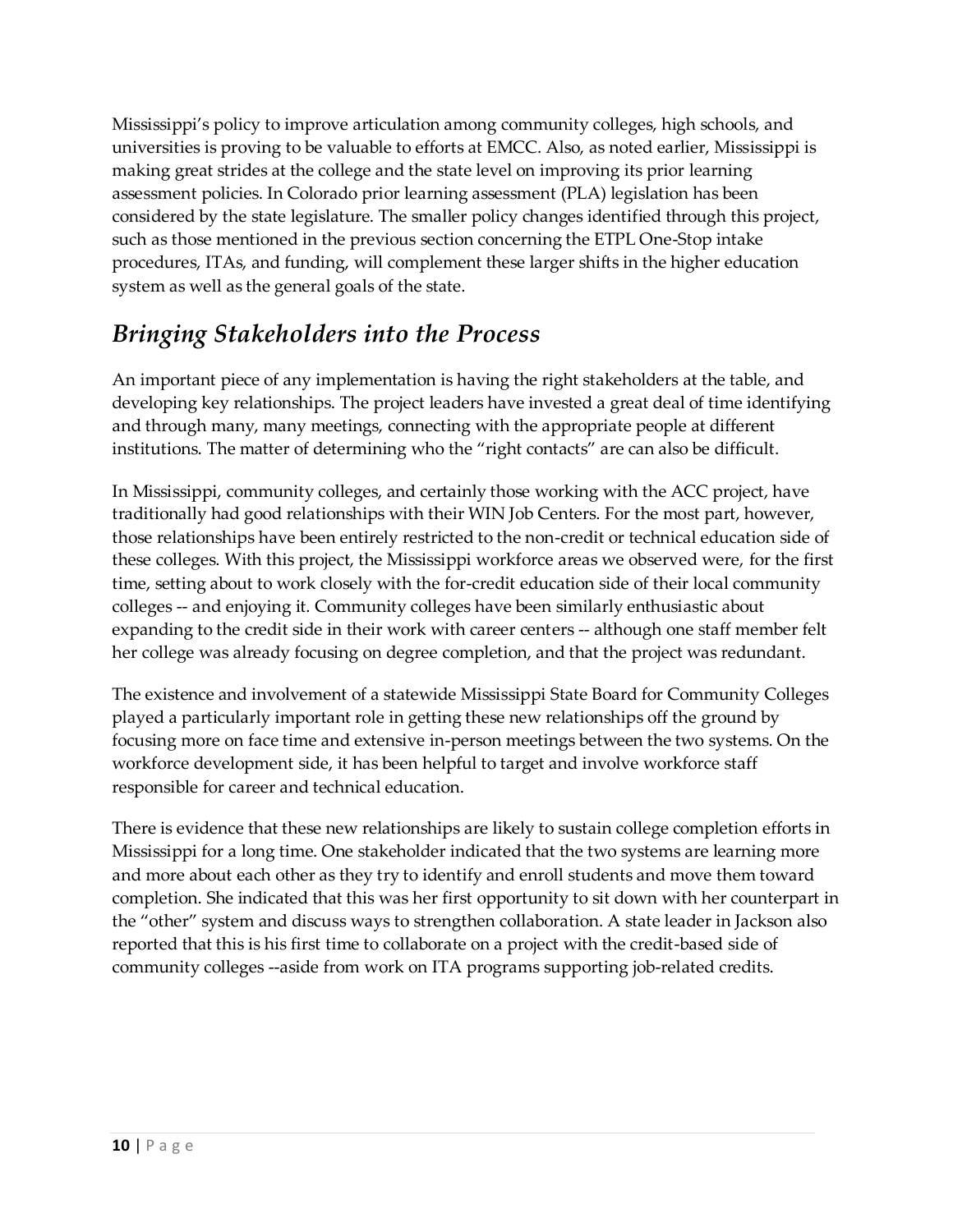Mississippi's policy to improve articulation among community colleges, high schools, and universities is proving to be valuable to efforts at EMCC. Also, as noted earlier, Mississippi is making great strides at the college and the state level on improving its prior learning assessment policies. In Colorado prior learning assessment (PLA) legislation has been considered by the state legislature. The smaller policy changes identified through this project, such as those mentioned in the previous section concerning the ETPL One-Stop intake procedures, ITAs, and funding, will complement these larger shifts in the higher education system as well as the general goals of the state.

## *Bringing Stakeholders into the Process*

An important piece of any implementation is having the right stakeholders at the table, and developing key relationships. The project leaders have invested a great deal of time identifying and through many, many meetings, connecting with the appropriate people at different institutions. The matter of determining who the "right contacts" are can also be difficult.

In Mississippi, community colleges, and certainly those working with the ACC project, have traditionally had good relationships with their WIN Job Centers. For the most part, however, those relationships have been entirely restricted to the non-credit or technical education side of these colleges. With this project, the Mississippi workforce areas we observed were, for the first time, setting about to work closely with the for-credit education side of their local community colleges -- and enjoying it. Community colleges have been similarly enthusiastic about expanding to the credit side in their work with career centers -- although one staff member felt her college was already focusing on degree completion, and that the project was redundant.

The existence and involvement of a statewide Mississippi State Board for Community Colleges played a particularly important role in getting these new relationships off the ground by focusing more on face time and extensive in-person meetings between the two systems. On the workforce development side, it has been helpful to target and involve workforce staff responsible for career and technical education.

There is evidence that these new relationships are likely to sustain college completion efforts in Mississippi for a long time. One stakeholder indicated that the two systems are learning more and more about each other as they try to identify and enroll students and move them toward completion. She indicated that this was her first opportunity to sit down with her counterpart in the "other" system and discuss ways to strengthen collaboration. A state leader in Jackson also reported that this is his first time to collaborate on a project with the credit-based side of community colleges --aside from work on ITA programs supporting job-related credits.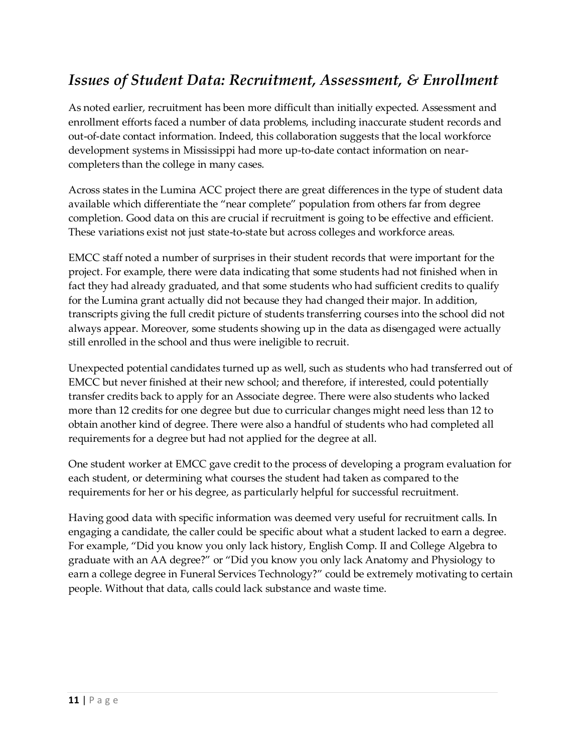## *Issues of Student Data: Recruitment, Assessment, & Enrollment*

As noted earlier, recruitment has been more difficult than initially expected. Assessment and enrollment efforts faced a number of data problems, including inaccurate student records and out-of-date contact information. Indeed, this collaboration suggests that the local workforce development systems in Mississippi had more up-to-date contact information on near-completers than the college in many cases.

Across states in the Lumina ACC project there are great differences in the type of student data available which differentiate the "near complete" population from others far from degree completion. Good data on this are crucial if recruitment is going to be effective and efficient. These variations exist not just state-to-state but across colleges and workforce areas.

EMCC staff noted a number of surprises in their student records that were important for the project. For example, there were data indicating that some students had not finished when in fact they had already graduated, and that some students who had sufficient credits to qualify for the Lumina grant actually did not because they had changed their major. In addition, transcripts giving the full credit picture of students transferring courses into the school did not always appear. Moreover, some students showing up in the data as disengaged were actually still enrolled in the school and thus were ineligible to recruit.

Unexpected potential candidates turned up as well, such as students who had transferred out of EMCC but never finished at their new school; and therefore, if interested, could potentially transfer credits back to apply for an Associate degree. There were also students who lacked more than 12 credits for one degree but due to curricular changes might need less than 12 to obtain another kind of degree. There were also a handful of students who had completed all requirements for a degree but had not applied for the degree at all.

One student worker at EMCC gave credit to the process of developing a program evaluation for each student, or determining what courses the student had taken as compared to the requirements for her or his degree, as particularly helpful for successful recruitment.

Having good data with specific information was deemed very useful for recruitment calls. In engaging a candidate, the caller could be specific about what a student lacked to earn a degree. For example, "Did you know you only lack history, English Comp. II and College Algebra to graduate with an AA degree?" or "Did you know you only lack Anatomy and Physiology to earn a college degree in Funeral Services Technology?" could be extremely motivating to certain people. Without that data, calls could lack substance and waste time.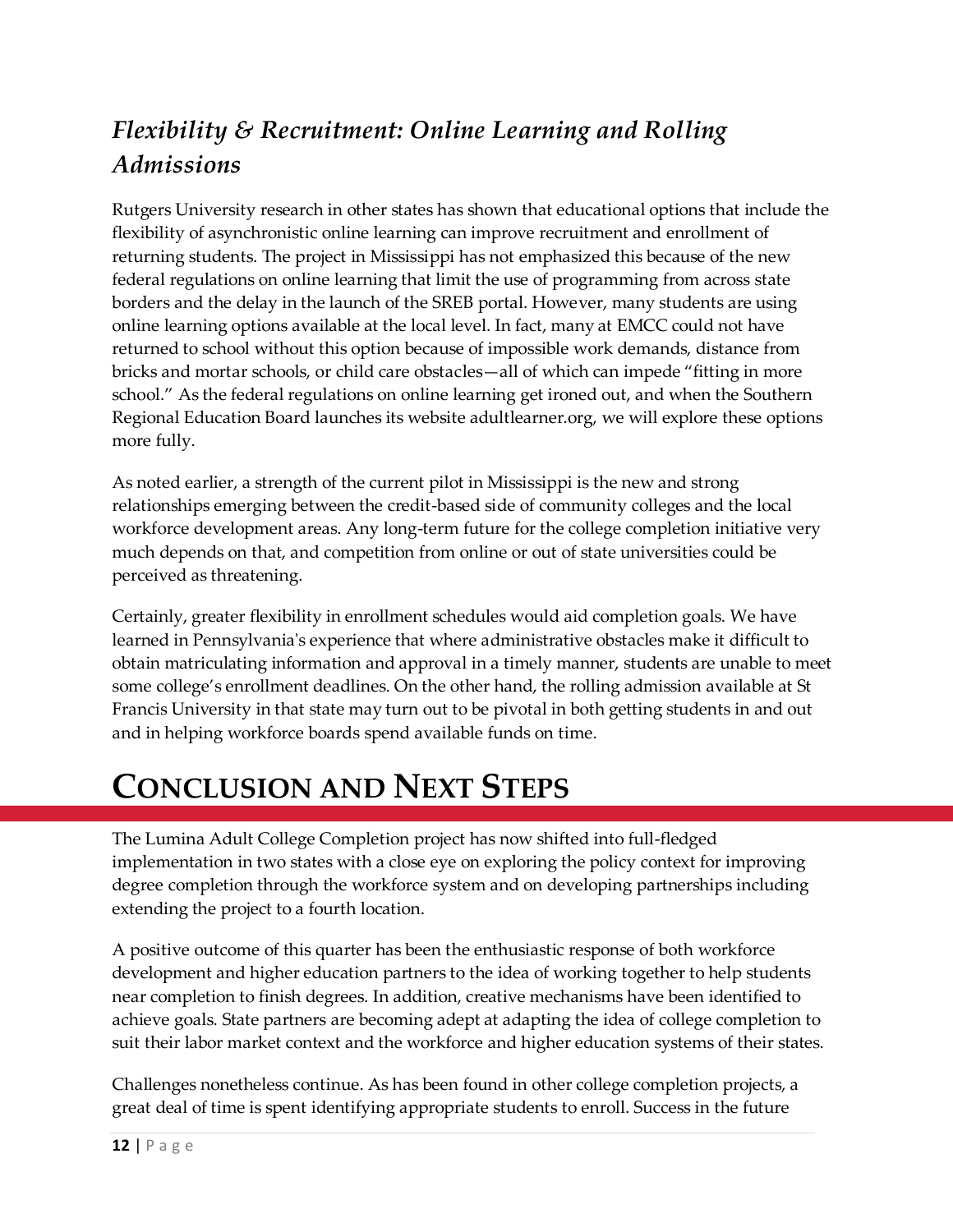### *Flexibility & Recruitment: Online Learning and Rolling Admissions*

Rutgers University research in other states has shown that educational options that include the flexibility of asynchronistic online learning can improve recruitment and enrollment of returning students. The project in Mississippi has not emphasized this because of the new federal regulations on online learning that limit the use of programming from across state borders and the delay in the launch of the SREB portal. However, many students are using online learning options available at the local level. In fact, many at EMCC could not have returned to school without this option because of impossible work demands, distance from bricks and mortar schools, or child care obstacles—all of which can impede "fitting in more school." As the federal regulations on online learning get ironed out, and when the Southern Regional Education Board launches its website adultlearner.org, we will explore these options more fully.

As noted earlier, a strength of the current pilot in Mississippi is the new and strong relationships emerging between the credit-based side of community colleges and the local workforce development areas. Any long-term future for the college completion initiative very much depends on that, and competition from online or out of state universities could be perceived as threatening.

Certainly, greater flexibility in enrollment schedules would aid completion goals. We have learned in Pennsylvania's experience that where administrative obstacles make it difficult to obtain matriculating information and approval in a timely manner, students are unable to meet some college's enrollment deadlines. On the other hand, the rolling admission available at St Francis University in that state may turn out to be pivotal in both getting students in and out and in helping workforce boards spend available funds on time.

# CONCLUSION AND NEXT STEPS

The Lumina Adult College Completion project has now shifted into full-fledged implementation in two states with a close eye on exploring the policy context for improving degree completion through the workforce system and on developing partnerships including extending the project to a fourth location.

A positive outcome of this quarter has been the enthusiastic response of both workforce development and higher education partners to the idea of working together to help students near completion to finish degrees. In addition, creative mechanisms have been identified to achieve goals. State partners are becoming adept at adapting the idea of college completion to suit their labor market context and the workforce and higher education systems of their states.

Challenges nonetheless continue. As has been found in other college completion projects, a great deal of time is spent identifying appropriate students to enroll. Success in the future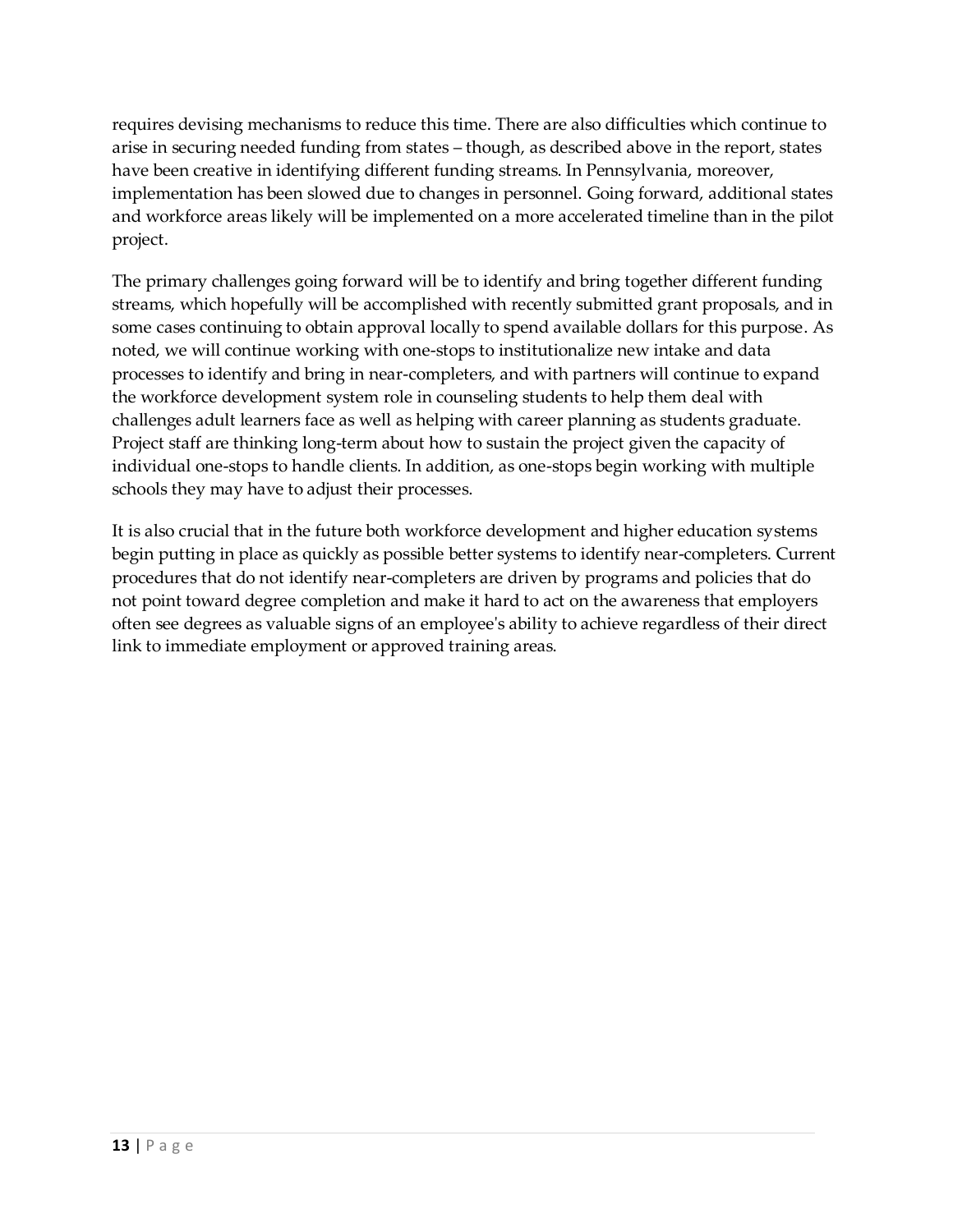requires devising mechanisms to reduce this time. There are also difficulties which continue to arise in securing needed funding from states – though, as described above in the report, states have been creative in identifying different funding streams. In Pennsylvania, moreover, implementation has been slowed due to changes in personnel. Going forward, additional states and workforce areas likely will be implemented on a more accelerated timeline than in the pilot project.

The primary challenges going forward will be to identify and bring together different funding streams, which hopefully will be accomplished with recently submitted grant proposals, and in some cases continuing to obtain approval locally to spend available dollars for this purpose. As noted, we will continue working with one-stops to institutionalize new intake and data processes to identify and bring in near-completers, and with partners will continue to expand the workforce development system role in counseling students to help them deal with challenges adult learners face as well as helping with career planning as students graduate. Project staff are thinking long-term about how to sustain the project given the capacity of individual one-stops to handle clients. In addition, as one-stops begin working with multiple schools they may have to adjust their processes.

It is also crucial that in the future both workforce development and higher education systems begin putting in place as quickly as possible better systems to identify near-completers. Current procedures that do not identify near-completers are driven by programs and policies that do not point toward degree completion and make it hard to act on the awareness that employers often see degrees as valuable signs of an employee's ability to achieve regardless of their direct link to immediate employment or approved training areas.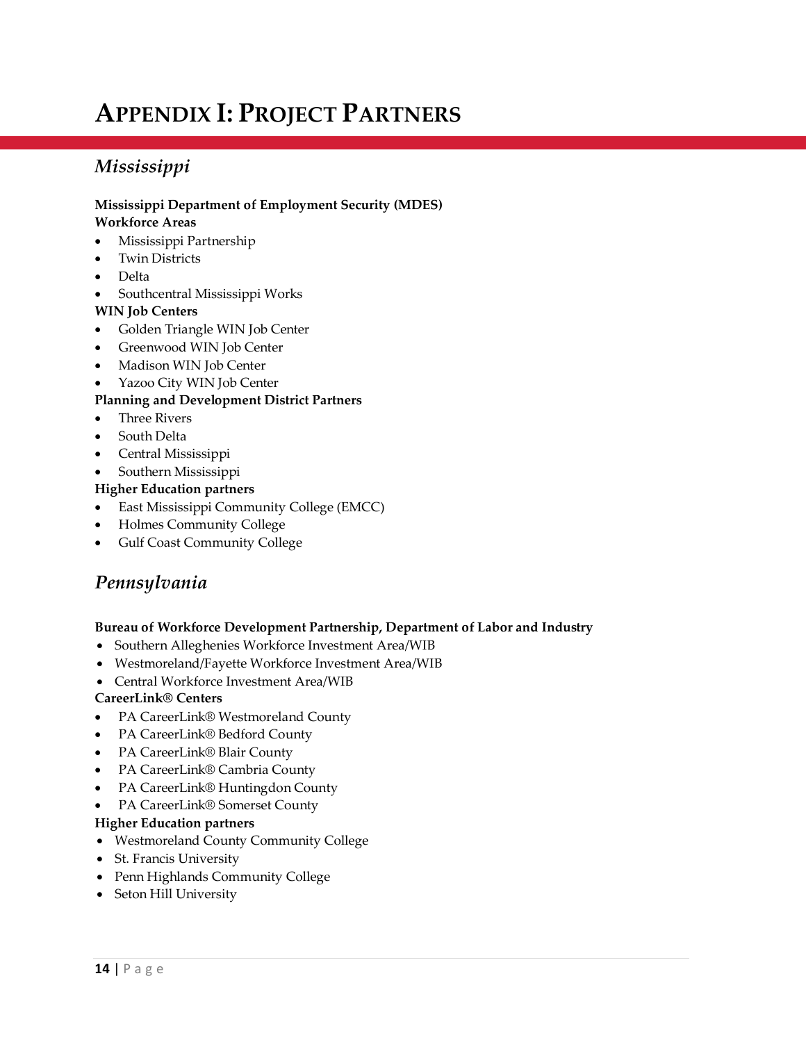# Appendix I: Project Partners

## *Mississippi*

**Mississippi Department of Employment Security (MDES)**
**Workforce Areas**

- Mississippi Partnership
- Twin Districts
- Delta
- Southcentral Mississippi Works

**WIN Job Centers**

- Golden Triangle WIN Job Center
- Greenwood WIN Job Center
- Madison WIN Job Center
- Yazoo City WIN Job Center

**Planning and Development District Partners**

- Three Rivers
- South Delta
- Central Mississippi
- Southern Mississippi

**Higher Education partners**

- East Mississippi Community College (EMCC)
- Holmes Community College
- Gulf Coast Community College

## *Pennsylvania*

**Bureau of Workforce Development Partnership, Department of Labor and Industry**

- Southern Alleghenies Workforce Investment Area/WIB
- Westmoreland/Fayette Workforce Investment Area/WIB
- Central Workforce Investment Area/WIB

**CareerLink® Centers**

- PA CareerLink® Westmoreland County
- PA CareerLink® Bedford County
- PA CareerLink® Blair County
- PA CareerLink® Cambria County
- PA CareerLink® Huntingdon County
- PA CareerLink® Somerset County

**Higher Education partners**

- Westmoreland County Community College
- St. Francis University
- Penn Highlands Community College
- Seton Hill University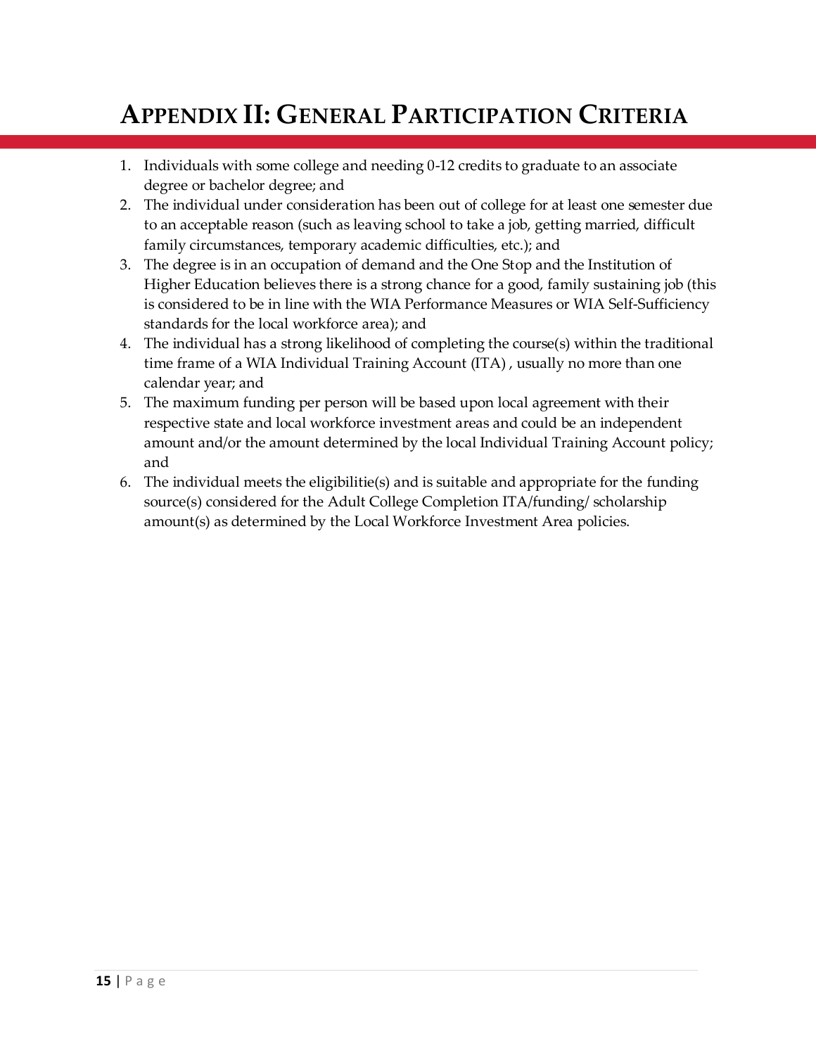# Appendix II: General Participation Criteria

1. Individuals with some college and needing 0-12 credits to graduate to an associate degree or bachelor degree; and
2. The individual under consideration has been out of college for at least one semester due to an acceptable reason (such as leaving school to take a job, getting married, difficult family circumstances, temporary academic difficulties, etc.); and
3. The degree is in an occupation of demand and the One Stop and the Institution of Higher Education believes there is a strong chance for a good, family sustaining job (this is considered to be in line with the WIA Performance Measures or WIA Self-Sufficiency standards for the local workforce area); and
4. The individual has a strong likelihood of completing the course(s) within the traditional time frame of a WIA Individual Training Account (ITA) , usually no more than one calendar year; and
5. The maximum funding per person will be based upon local agreement with their respective state and local workforce investment areas and could be an independent amount and/or the amount determined by the local Individual Training Account policy; and
6. The individual meets the eligibilitie(s) and is suitable and appropriate for the funding source(s) considered for the Adult College Completion ITA/funding/ scholarship amount(s) as determined by the Local Workforce Investment Area policies.